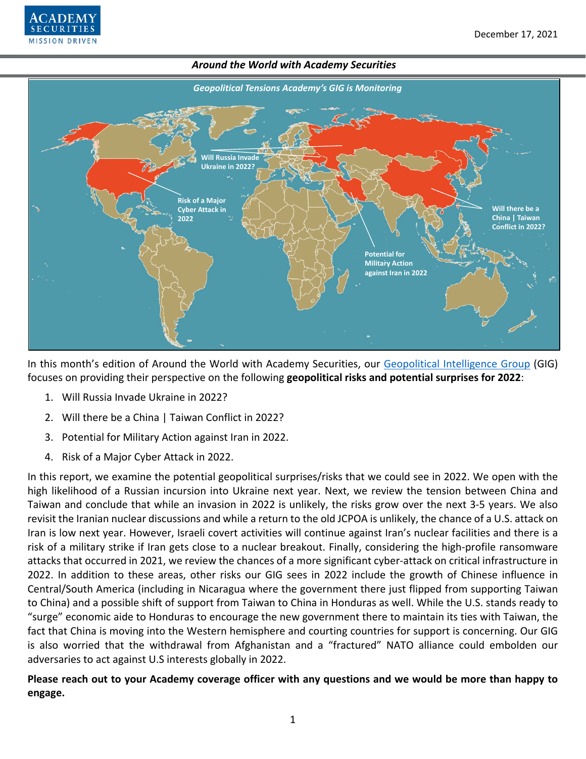## Around the World with Academy Securities

*Geopolitical Tensions Academy's GIG is Monitoring*

In this month's edition of Around the World with Academy Securities, our Geopolitical Intelligence Group (GIG) focuses on providing their perspective on the following **geopolitical risks and potential surprises for 2022**:

1. Will Russia Invade Ukraine in 2022?
2. Will there be a China | Taiwan Conflict in 2022?
3. Potential for Military Action against Iran in 2022.
4. Risk of a Major Cyber Attack in 2022.

In this report, we examine the potential geopolitical surprises/risks that we could see in 2022. We open with the high likelihood of a Russian incursion into Ukraine next year. Next, we review the tension between China and Taiwan and conclude that while an invasion in 2022 is unlikely, the risks grow over the next 3-5 years. We also revisit the Iranian nuclear discussions and while a return to the old JCPOA is unlikely, the chance of a U.S. attack on Iran is low next year. However, Israeli covert activities will continue against Iran's nuclear facilities and there is a risk of a military strike if Iran gets close to a nuclear breakout. Finally, considering the high-profile ransomware attacks that occurred in 2021, we review the chances of a more significant cyber-attack on critical infrastructure in 2022. In addition to these areas, other risks our GIG sees in 2022 include the growth of Chinese influence in Central/South America (including in Nicaragua where the government there just flipped from supporting Taiwan to China) and a possible shift of support from Taiwan to China in Honduras as well. While the U.S. stands ready to "surge" economic aide to Honduras to encourage the new government there to maintain its ties with Taiwan, the fact that China is moving into the Western hemisphere and courting countries for support is concerning. Our GIG is also worried that the withdrawal from Afghanistan and a "fractured" NATO alliance could embolden our adversaries to act against U.S interests globally in 2022.

**Please reach out to your Academy coverage officer with any questions and we would be more than happy to engage.**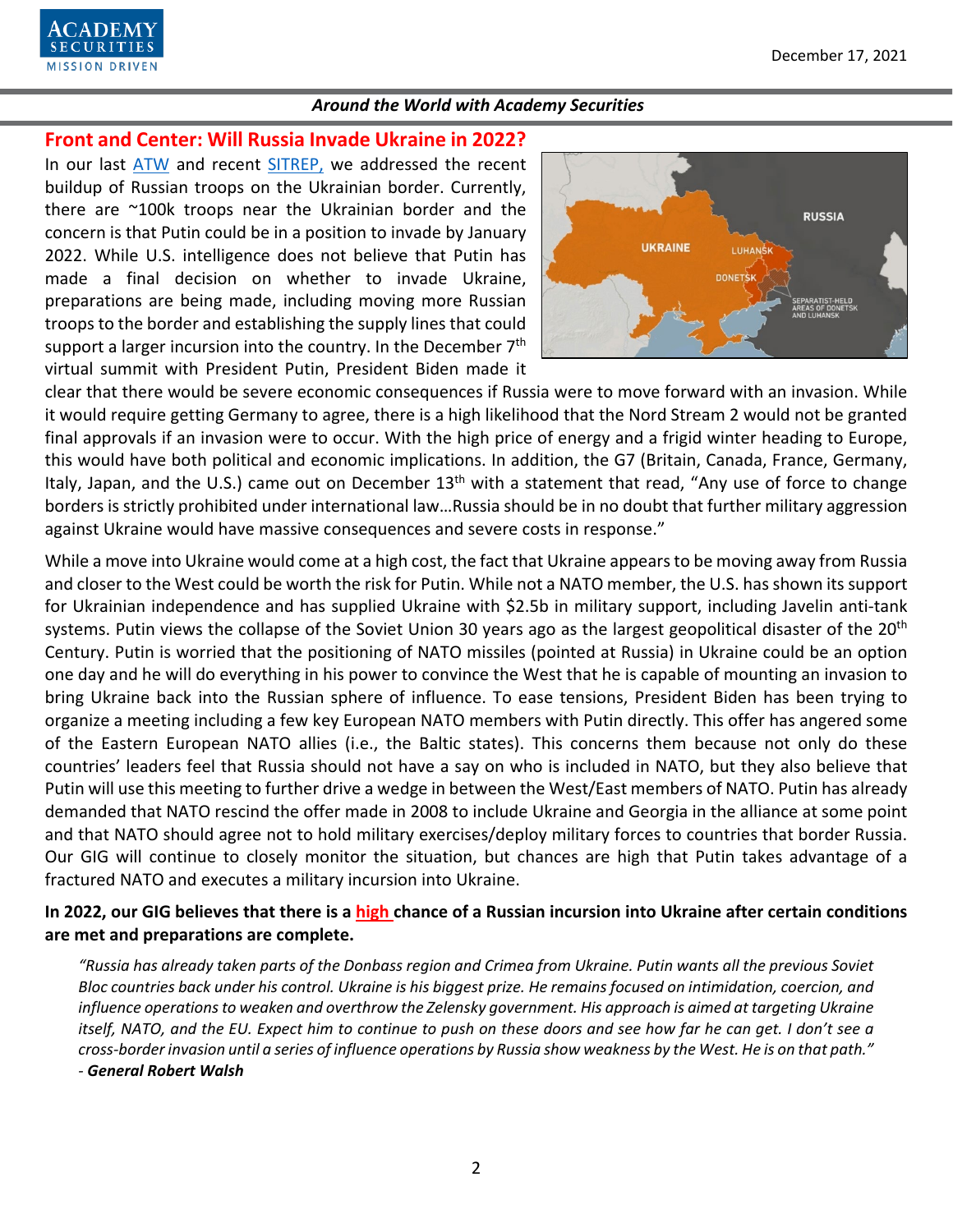## Front and Center: Will Russia Invade Ukraine in 2022?

In our last ATW and recent SITREP, we addressed the recent buildup of Russian troops on the Ukrainian border. Currently, there are ~100k troops near the Ukrainian border and the concern is that Putin could be in a position to invade by January 2022. While U.S. intelligence does not believe that Putin has made a final decision on whether to invade Ukraine, preparations are being made, including moving more Russian troops to the border and establishing the supply lines that could support a larger incursion into the country. In the December 7th virtual summit with President Putin, President Biden made it clear that there would be severe economic consequences if Russia were to move forward with an invasion. While it would require getting Germany to agree, there is a high likelihood that the Nord Stream 2 would not be granted final approvals if an invasion were to occur. With the high price of energy and a frigid winter heading to Europe, this would have both political and economic implications. In addition, the G7 (Britain, Canada, France, Germany, Italy, Japan, and the U.S.) came out on December 13th with a statement that read, "Any use of force to change borders is strictly prohibited under international law…Russia should be in no doubt that further military aggression against Ukraine would have massive consequences and severe costs in response."

While a move into Ukraine would come at a high cost, the fact that Ukraine appears to be moving away from Russia and closer to the West could be worth the risk for Putin. While not a NATO member, the U.S. has shown its support for Ukrainian independence and has supplied Ukraine with $2.5b in military support, including Javelin anti-tank systems. Putin views the collapse of the Soviet Union 30 years ago as the largest geopolitical disaster of the 20th Century. Putin is worried that the positioning of NATO missiles (pointed at Russia) in Ukraine could be an option one day and he will do everything in his power to convince the West that he is capable of mounting an invasion to bring Ukraine back into the Russian sphere of influence. To ease tensions, President Biden has been trying to organize a meeting including a few key European NATO members with Putin directly. This offer has angered some of the Eastern European NATO allies (i.e., the Baltic states). This concerns them because not only do these countries' leaders feel that Russia should not have a say on who is included in NATO, but they also believe that Putin will use this meeting to further drive a wedge in between the West/East members of NATO. Putin has already demanded that NATO rescind the offer made in 2008 to include Ukraine and Georgia in the alliance at some point and that NATO should agree not to hold military exercises/deploy military forces to countries that border Russia. Our GIG will continue to closely monitor the situation, but chances are high that Putin takes advantage of a fractured NATO and executes a military incursion into Ukraine.

**In 2022, our GIG believes that there is a high chance of a Russian incursion into Ukraine after certain conditions are met and preparations are complete.**

*"Russia has already taken parts of the Donbass region and Crimea from Ukraine. Putin wants all the previous Soviet Bloc countries back under his control. Ukraine is his biggest prize. He remains focused on intimidation, coercion, and influence operations to weaken and overthrow the Zelensky government. His approach is aimed at targeting Ukraine itself, NATO, and the EU. Expect him to continue to push on these doors and see how far he can get. I don't see a cross-border invasion until a series of influence operations by Russia show weakness by the West. He is on that path."*

*- **General Robert Walsh***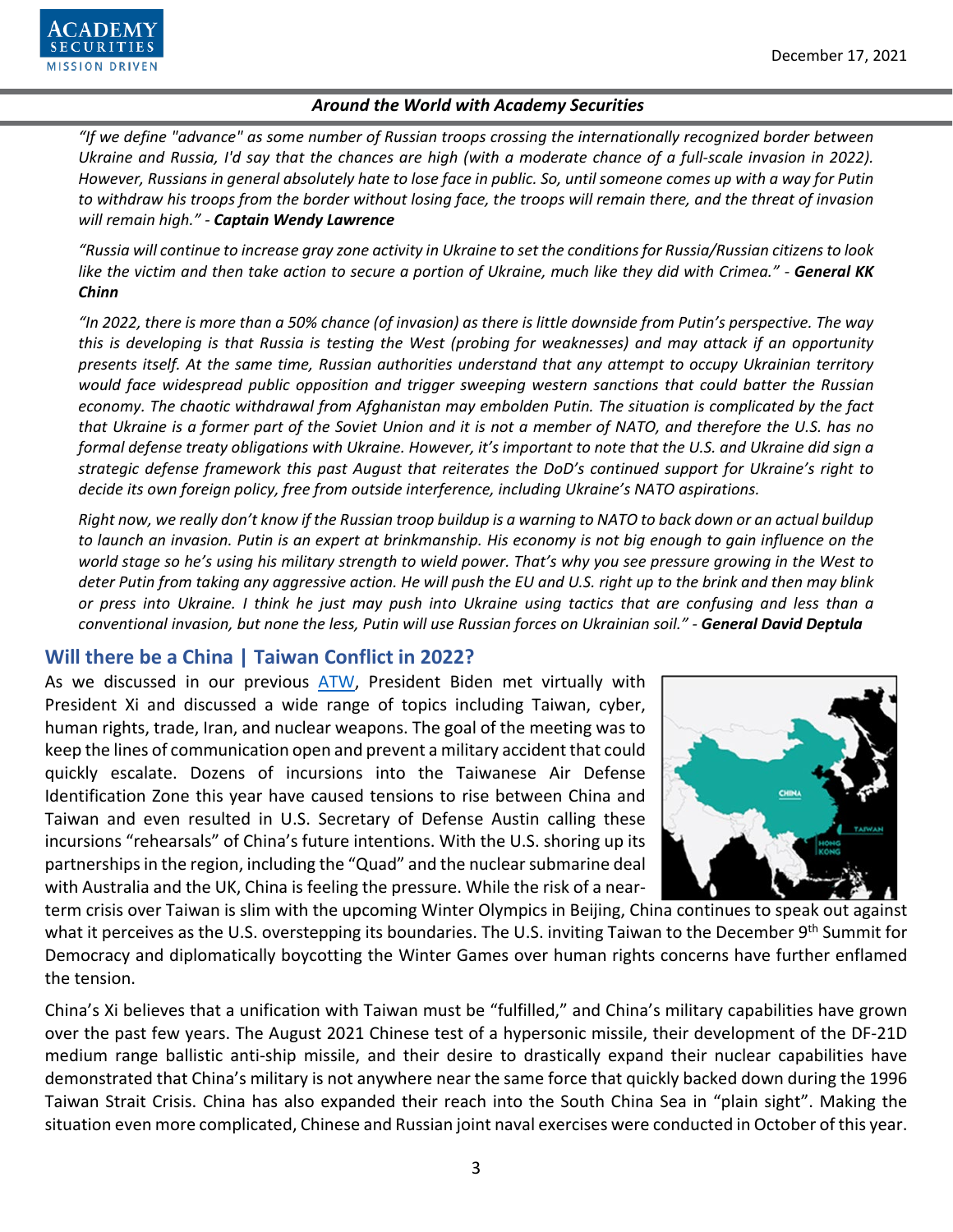*"If we define "advance" as some number of Russian troops crossing the internationally recognized border between Ukraine and Russia, I'd say that the chances are high (with a moderate chance of a full-scale invasion in 2022). However, Russians in general absolutely hate to lose face in public. So, until someone comes up with a way for Putin to withdraw his troops from the border without losing face, the troops will remain there, and the threat of invasion will remain high." - **Captain Wendy Lawrence***

*"Russia will continue to increase gray zone activity in Ukraine to set the conditions for Russia/Russian citizens to look like the victim and then take action to secure a portion of Ukraine, much like they did with Crimea." - **General KK Chinn***

*"In 2022, there is more than a 50% chance (of invasion) as there is little downside from Putin's perspective. The way this is developing is that Russia is testing the West (probing for weaknesses) and may attack if an opportunity presents itself. At the same time, Russian authorities understand that any attempt to occupy Ukrainian territory would face widespread public opposition and trigger sweeping western sanctions that could batter the Russian economy. The chaotic withdrawal from Afghanistan may embolden Putin. The situation is complicated by the fact that Ukraine is a former part of the Soviet Union and it is not a member of NATO, and therefore the U.S. has no formal defense treaty obligations with Ukraine. However, it's important to note that the U.S. and Ukraine did sign a strategic defense framework this past August that reiterates the DoD's continued support for Ukraine's right to decide its own foreign policy, free from outside interference, including Ukraine's NATO aspirations.*

*Right now, we really don't know if the Russian troop buildup is a warning to NATO to back down or an actual buildup to launch an invasion. Putin is an expert at brinkmanship. His economy is not big enough to gain influence on the world stage so he's using his military strength to wield power. That's why you see pressure growing in the West to deter Putin from taking any aggressive action. He will push the EU and U.S. right up to the brink and then may blink or press into Ukraine. I think he just may push into Ukraine using tactics that are confusing and less than a conventional invasion, but none the less, Putin will use Russian forces on Ukrainian soil." - **General David Deptula***

## Will there be a China | Taiwan Conflict in 2022?

As we discussed in our previous ATW, President Biden met virtually with President Xi and discussed a wide range of topics including Taiwan, cyber, human rights, trade, Iran, and nuclear weapons. The goal of the meeting was to keep the lines of communication open and prevent a military accident that could quickly escalate. Dozens of incursions into the Taiwanese Air Defense Identification Zone this year have caused tensions to rise between China and Taiwan and even resulted in U.S. Secretary of Defense Austin calling these incursions "rehearsals" of China's future intentions. With the U.S. shoring up its partnerships in the region, including the "Quad" and the nuclear submarine deal with Australia and the UK, China is feeling the pressure. While the risk of a near-term crisis over Taiwan is slim with the upcoming Winter Olympics in Beijing, China continues to speak out against what it perceives as the U.S. overstepping its boundaries. The U.S. inviting Taiwan to the December 9th Summit for Democracy and diplomatically boycotting the Winter Games over human rights concerns have further enflamed the tension.

China's Xi believes that a unification with Taiwan must be "fulfilled," and China's military capabilities have grown over the past few years. The August 2021 Chinese test of a hypersonic missile, their development of the DF-21D medium range ballistic anti-ship missile, and their desire to drastically expand their nuclear capabilities have demonstrated that China's military is not anywhere near the same force that quickly backed down during the 1996 Taiwan Strait Crisis. China has also expanded their reach into the South China Sea in "plain sight". Making the situation even more complicated, Chinese and Russian joint naval exercises were conducted in October of this year.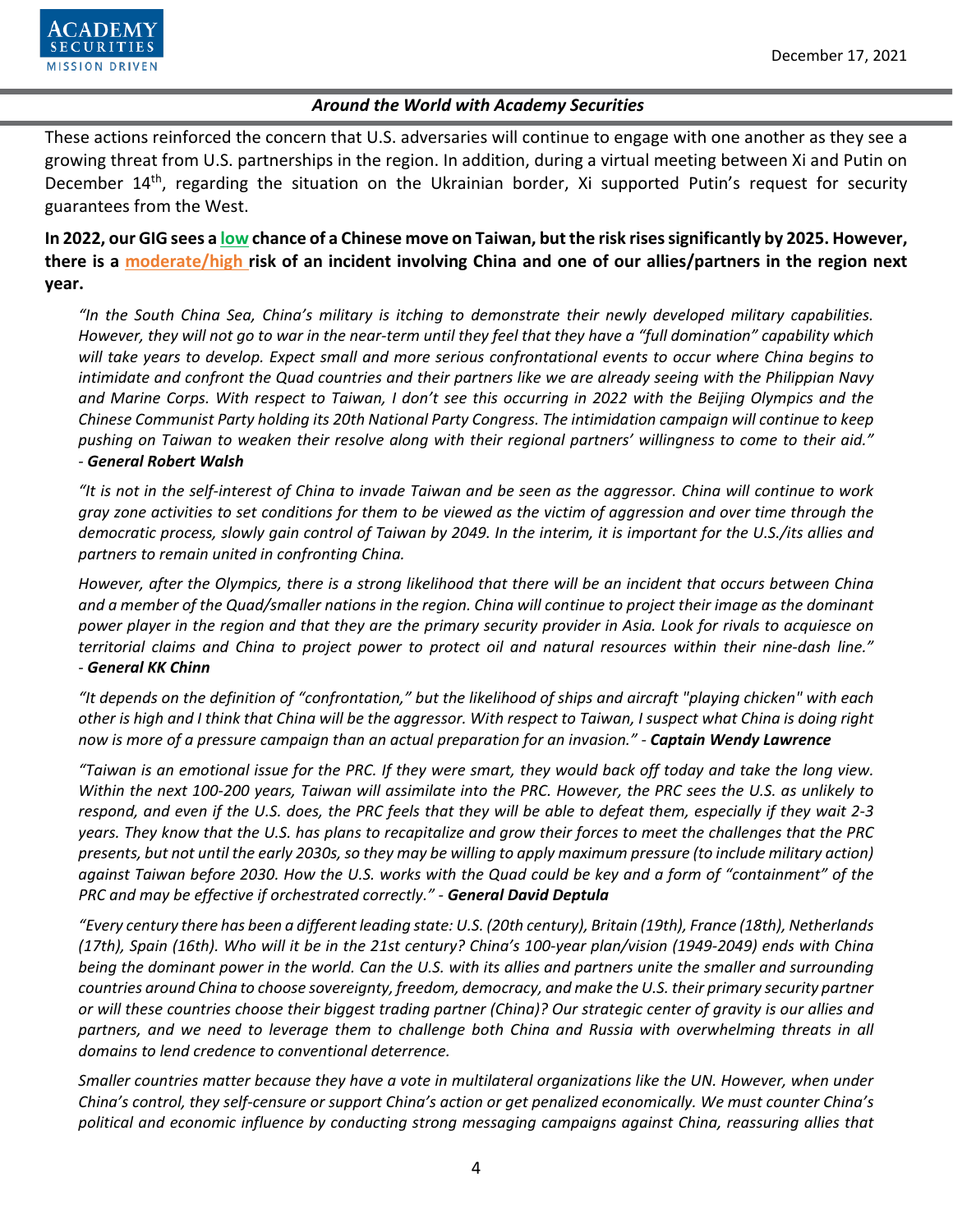These actions reinforced the concern that U.S. adversaries will continue to engage with one another as they see a growing threat from U.S. partnerships in the region. In addition, during a virtual meeting between Xi and Putin on December 14th, regarding the situation on the Ukrainian border, Xi supported Putin's request for security guarantees from the West.

**In 2022, our GIG sees a low chance of a Chinese move on Taiwan, but the risk rises significantly by 2025. However, there is a moderate/high risk of an incident involving China and one of our allies/partners in the region next year.**

*"In the South China Sea, China's military is itching to demonstrate their newly developed military capabilities. However, they will not go to war in the near-term until they feel that they have a "full domination" capability which will take years to develop. Expect small and more serious confrontational events to occur where China begins to intimidate and confront the Quad countries and their partners like we are already seeing with the Philippian Navy and Marine Corps. With respect to Taiwan, I don't see this occurring in 2022 with the Beijing Olympics and the Chinese Communist Party holding its 20th National Party Congress. The intimidation campaign will continue to keep pushing on Taiwan to weaken their resolve along with their regional partners' willingness to come to their aid."* - ***General Robert Walsh***

*"It is not in the self-interest of China to invade Taiwan and be seen as the aggressor. China will continue to work gray zone activities to set conditions for them to be viewed as the victim of aggression and over time through the democratic process, slowly gain control of Taiwan by 2049. In the interim, it is important for the U.S./its allies and partners to remain united in confronting China.*

*However, after the Olympics, there is a strong likelihood that there will be an incident that occurs between China and a member of the Quad/smaller nations in the region. China will continue to project their image as the dominant power player in the region and that they are the primary security provider in Asia. Look for rivals to acquiesce on territorial claims and China to project power to protect oil and natural resources within their nine-dash line."* - ***General KK Chinn***

*"It depends on the definition of "confrontation," but the likelihood of ships and aircraft "playing chicken" with each other is high and I think that China will be the aggressor. With respect to Taiwan, I suspect what China is doing right now is more of a pressure campaign than an actual preparation for an invasion."* - ***Captain Wendy Lawrence***

*"Taiwan is an emotional issue for the PRC. If they were smart, they would back off today and take the long view. Within the next 100-200 years, Taiwan will assimilate into the PRC. However, the PRC sees the U.S. as unlikely to respond, and even if the U.S. does, the PRC feels that they will be able to defeat them, especially if they wait 2-3 years. They know that the U.S. has plans to recapitalize and grow their forces to meet the challenges that the PRC presents, but not until the early 2030s, so they may be willing to apply maximum pressure (to include military action) against Taiwan before 2030. How the U.S. works with the Quad could be key and a form of "containment" of the PRC and may be effective if orchestrated correctly."* - ***General David Deptula***

*"Every century there has been a different leading state: U.S. (20th century), Britain (19th), France (18th), Netherlands (17th), Spain (16th). Who will it be in the 21st century? China's 100-year plan/vision (1949-2049) ends with China being the dominant power in the world. Can the U.S. with its allies and partners unite the smaller and surrounding countries around China to choose sovereignty, freedom, democracy, and make the U.S. their primary security partner or will these countries choose their biggest trading partner (China)? Our strategic center of gravity is our allies and partners, and we need to leverage them to challenge both China and Russia with overwhelming threats in all domains to lend credence to conventional deterrence.*

*Smaller countries matter because they have a vote in multilateral organizations like the UN. However, when under China's control, they self-censure or support China's action or get penalized economically. We must counter China's political and economic influence by conducting strong messaging campaigns against China, reassuring allies that*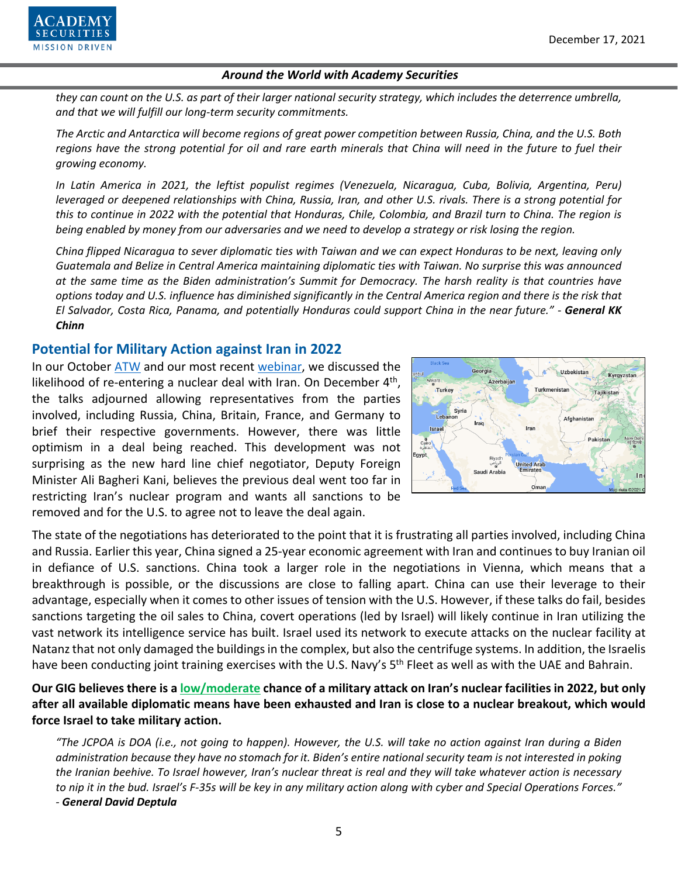*they can count on the U.S. as part of their larger national security strategy, which includes the deterrence umbrella, and that we will fulfill our long-term security commitments.*

*The Arctic and Antarctica will become regions of great power competition between Russia, China, and the U.S. Both regions have the strong potential for oil and rare earth minerals that China will need in the future to fuel their growing economy.*

*In Latin America in 2021, the leftist populist regimes (Venezuela, Nicaragua, Cuba, Bolivia, Argentina, Peru) leveraged or deepened relationships with China, Russia, Iran, and other U.S. rivals. There is a strong potential for this to continue in 2022 with the potential that Honduras, Chile, Colombia, and Brazil turn to China. The region is being enabled by money from our adversaries and we need to develop a strategy or risk losing the region.*

*China flipped Nicaragua to sever diplomatic ties with Taiwan and we can expect Honduras to be next, leaving only Guatemala and Belize in Central America maintaining diplomatic ties with Taiwan. No surprise this was announced at the same time as the Biden administration's Summit for Democracy. The harsh reality is that countries have options today and U.S. influence has diminished significantly in the Central America region and there is the risk that El Salvador, Costa Rica, Panama, and potentially Honduras could support China in the near future." - **General KK Chinn***

## Potential for Military Action against Iran in 2022

In our October ATW and our most recent webinar, we discussed the likelihood of re-entering a nuclear deal with Iran. On December 4th, the talks adjourned allowing representatives from the parties involved, including Russia, China, Britain, France, and Germany to brief their respective governments. However, there was little optimism in a deal being reached. This development was not surprising as the new hard line chief negotiator, Deputy Foreign Minister Ali Bagheri Kani, believes the previous deal went too far in restricting Iran's nuclear program and wants all sanctions to be removed and for the U.S. to agree not to leave the deal again.

The state of the negotiations has deteriorated to the point that it is frustrating all parties involved, including China and Russia. Earlier this year, China signed a 25-year economic agreement with Iran and continues to buy Iranian oil in defiance of U.S. sanctions. China took a larger role in the negotiations in Vienna, which means that a breakthrough is possible, or the discussions are close to falling apart. China can use their leverage to their advantage, especially when it comes to other issues of tension with the U.S. However, if these talks do fail, besides sanctions targeting the oil sales to China, covert operations (led by Israel) will likely continue in Iran utilizing the vast network its intelligence service has built. Israel used its network to execute attacks on the nuclear facility at Natanz that not only damaged the buildings in the complex, but also the centrifuge systems. In addition, the Israelis have been conducting joint training exercises with the U.S. Navy's 5th Fleet as well as with the UAE and Bahrain.

**Our GIG believes there is a low/moderate chance of a military attack on Iran's nuclear facilities in 2022, but only after all available diplomatic means have been exhausted and Iran is close to a nuclear breakout, which would force Israel to take military action.**

*"The JCPOA is DOA (i.e., not going to happen). However, the U.S. will take no action against Iran during a Biden administration because they have no stomach for it. Biden's entire national security team is not interested in poking the Iranian beehive. To Israel however, Iran's nuclear threat is real and they will take whatever action is necessary to nip it in the bud. Israel's F-35s will be key in any military action along with cyber and Special Operations Forces." - **General David Deptula***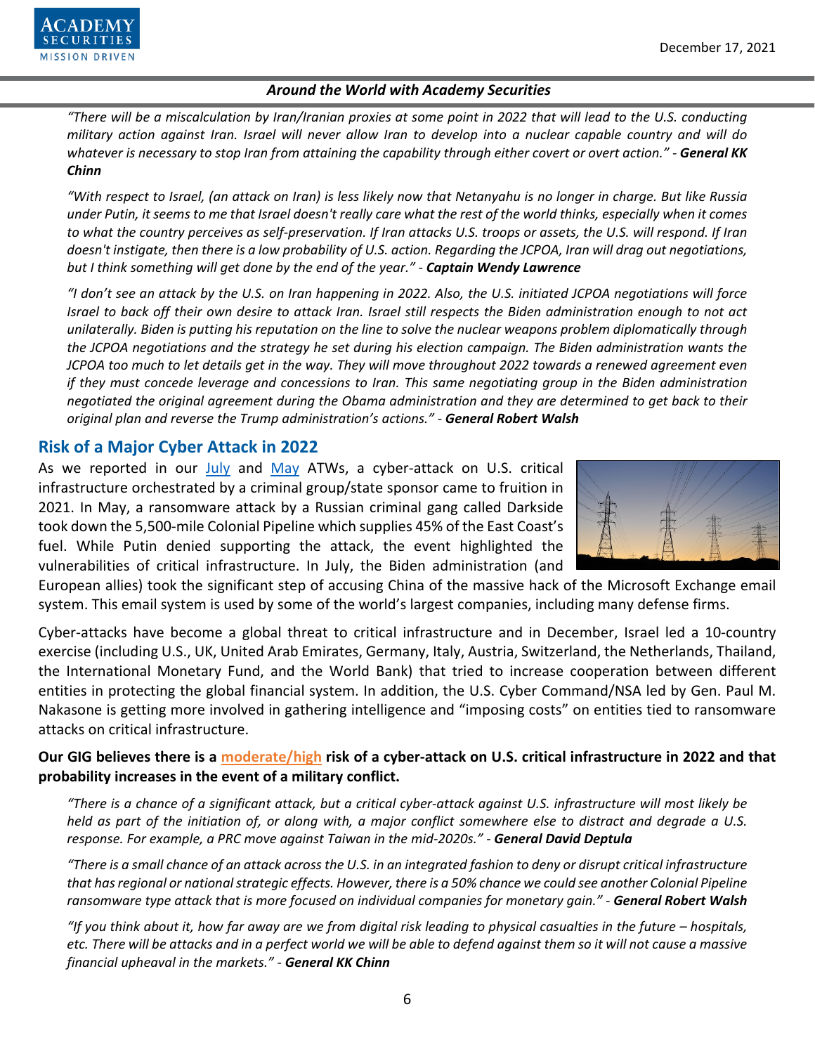*"There will be a miscalculation by Iran/Iranian proxies at some point in 2022 that will lead to the U.S. conducting military action against Iran. Israel will never allow Iran to develop into a nuclear capable country and will do whatever is necessary to stop Iran from attaining the capability through either covert or overt action." -* ***General KK Chinn***

*"With respect to Israel, (an attack on Iran) is less likely now that Netanyahu is no longer in charge. But like Russia under Putin, it seems to me that Israel doesn't really care what the rest of the world thinks, especially when it comes to what the country perceives as self-preservation. If Iran attacks U.S. troops or assets, the U.S. will respond. If Iran doesn't instigate, then there is a low probability of U.S. action. Regarding the JCPOA, Iran will drag out negotiations, but I think something will get done by the end of the year." -* ***Captain Wendy Lawrence***

*"I don't see an attack by the U.S. on Iran happening in 2022. Also, the U.S. initiated JCPOA negotiations will force Israel to back off their own desire to attack Iran. Israel still respects the Biden administration enough to not act unilaterally. Biden is putting his reputation on the line to solve the nuclear weapons problem diplomatically through the JCPOA negotiations and the strategy he set during his election campaign. The Biden administration wants the JCPOA too much to let details get in the way. They will move throughout 2022 towards a renewed agreement even if they must concede leverage and concessions to Iran. This same negotiating group in the Biden administration negotiated the original agreement during the Obama administration and they are determined to get back to their original plan and reverse the Trump administration's actions." -* ***General Robert Walsh***

## Risk of a Major Cyber Attack in 2022

As we reported in our July and May ATWs, a cyber-attack on U.S. critical infrastructure orchestrated by a criminal group/state sponsor came to fruition in 2021. In May, a ransomware attack by a Russian criminal gang called Darkside took down the 5,500-mile Colonial Pipeline which supplies 45% of the East Coast's fuel. While Putin denied supporting the attack, the event highlighted the vulnerabilities of critical infrastructure. In July, the Biden administration (and European allies) took the significant step of accusing China of the massive hack of the Microsoft Exchange email system. This email system is used by some of the world's largest companies, including many defense firms.

Cyber-attacks have become a global threat to critical infrastructure and in December, Israel led a 10-country exercise (including U.S., UK, United Arab Emirates, Germany, Italy, Austria, Switzerland, the Netherlands, Thailand, the International Monetary Fund, and the World Bank) that tried to increase cooperation between different entities in protecting the global financial system. In addition, the U.S. Cyber Command/NSA led by Gen. Paul M. Nakasone is getting more involved in gathering intelligence and "imposing costs" on entities tied to ransomware attacks on critical infrastructure.

**Our GIG believes there is a moderate/high risk of a cyber-attack on U.S. critical infrastructure in 2022 and that probability increases in the event of a military conflict.**

*"There is a chance of a significant attack, but a critical cyber-attack against U.S. infrastructure will most likely be held as part of the initiation of, or along with, a major conflict somewhere else to distract and degrade a U.S. response. For example, a PRC move against Taiwan in the mid-2020s." -* ***General David Deptula***

*"There is a small chance of an attack across the U.S. in an integrated fashion to deny or disrupt critical infrastructure that has regional or national strategic effects. However, there is a 50% chance we could see another Colonial Pipeline ransomware type attack that is more focused on individual companies for monetary gain." -* ***General Robert Walsh***

*"If you think about it, how far away are we from digital risk leading to physical casualties in the future – hospitals, etc. There will be attacks and in a perfect world we will be able to defend against them so it will not cause a massive financial upheaval in the markets." -* ***General KK Chinn***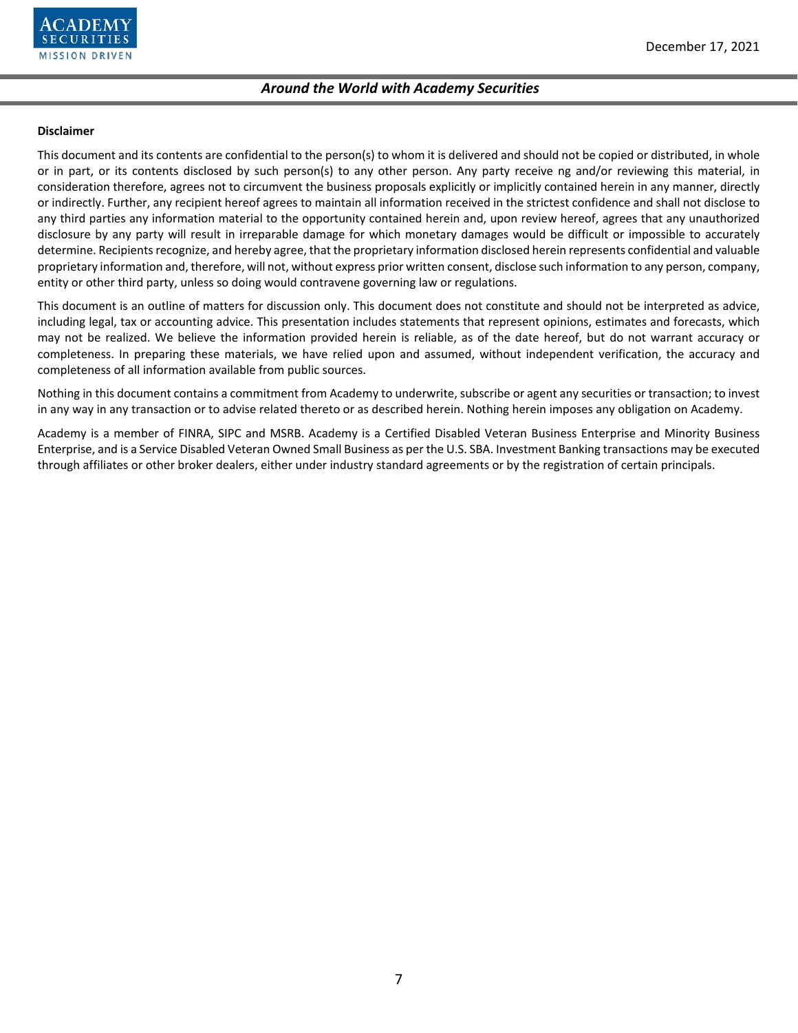**Disclaimer**

This document and its contents are confidential to the person(s) to whom it is delivered and should not be copied or distributed, in whole or in part, or its contents disclosed by such person(s) to any other person. Any party receive ng and/or reviewing this material, in consideration therefore, agrees not to circumvent the business proposals explicitly or implicitly contained herein in any manner, directly or indirectly. Further, any recipient hereof agrees to maintain all information received in the strictest confidence and shall not disclose to any third parties any information material to the opportunity contained herein and, upon review hereof, agrees that any unauthorized disclosure by any party will result in irreparable damage for which monetary damages would be difficult or impossible to accurately determine. Recipients recognize, and hereby agree, that the proprietary information disclosed herein represents confidential and valuable proprietary information and, therefore, will not, without express prior written consent, disclose such information to any person, company, entity or other third party, unless so doing would contravene governing law or regulations.

This document is an outline of matters for discussion only. This document does not constitute and should not be interpreted as advice, including legal, tax or accounting advice. This presentation includes statements that represent opinions, estimates and forecasts, which may not be realized. We believe the information provided herein is reliable, as of the date hereof, but do not warrant accuracy or completeness. In preparing these materials, we have relied upon and assumed, without independent verification, the accuracy and completeness of all information available from public sources.

Nothing in this document contains a commitment from Academy to underwrite, subscribe or agent any securities or transaction; to invest in any way in any transaction or to advise related thereto or as described herein. Nothing herein imposes any obligation on Academy.

Academy is a member of FINRA, SIPC and MSRB. Academy is a Certified Disabled Veteran Business Enterprise and Minority Business Enterprise, and is a Service Disabled Veteran Owned Small Business as per the U.S. SBA. Investment Banking transactions may be executed through affiliates or other broker dealers, either under industry standard agreements or by the registration of certain principals.